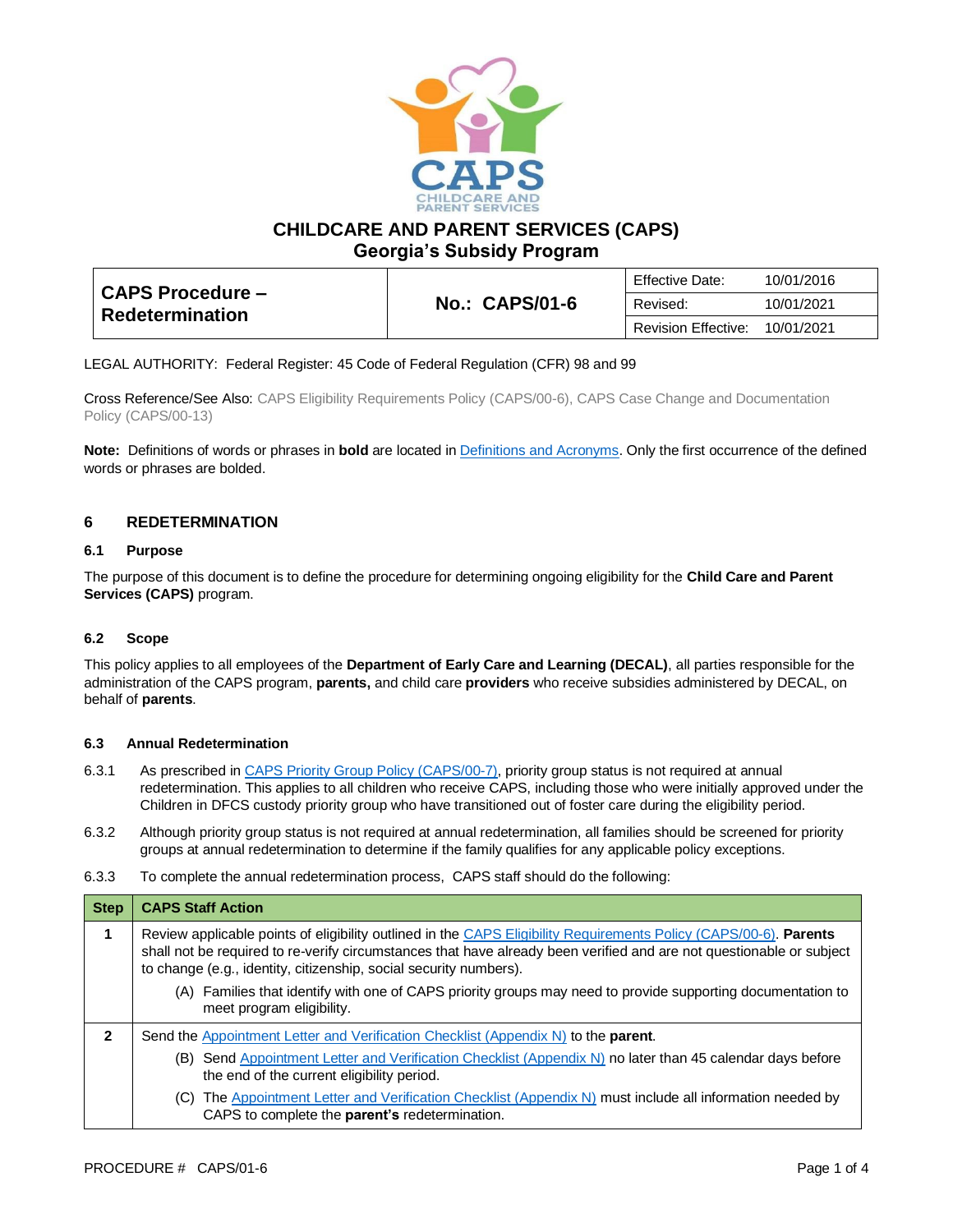# CHILDCARE AND PARENT SERVICES (CAPS)
## Georgia's Subsidy Program

| CAPS Procedure – Redetermination | No.: CAPS/01-6 | Effective Date: 10/01/2016 |
|---|---|---|
| | | Revised: 10/01/2021 |
| | | Revision Effective: 10/01/2021 |

LEGAL AUTHORITY: Federal Register: 45 Code of Federal Regulation (CFR) 98 and 99

Cross Reference/See Also: CAPS Eligibility Requirements Policy (CAPS/00-6), CAPS Case Change and Documentation Policy (CAPS/00-13)

**Note:** Definitions of words or phrases in **bold** are located in Definitions and Acronyms. Only the first occurrence of the defined words or phrases are bolded.

## 6 REDETERMINATION

### 6.1 Purpose

The purpose of this document is to define the procedure for determining ongoing eligibility for the **Child Care and Parent Services (CAPS)** program.

### 6.2 Scope

This policy applies to all employees of the **Department of Early Care and Learning (DECAL)**, all parties responsible for the administration of the CAPS program, **parents,** and child care **providers** who receive subsidies administered by DECAL, on behalf of **parents**.

### 6.3 Annual Redetermination

6.3.1 As prescribed in CAPS Priority Group Policy (CAPS/00-7), priority group status is not required at annual redetermination. This applies to all children who receive CAPS, including those who were initially approved under the Children in DFCS custody priority group who have transitioned out of foster care during the eligibility period.

6.3.2 Although priority group status is not required at annual redetermination, all families should be screened for priority groups at annual redetermination to determine if the family qualifies for any applicable policy exceptions.

6.3.3 To complete the annual redetermination process, CAPS staff should do the following:

| Step | CAPS Staff Action |
|---|---|
| 1 | Review applicable points of eligibility outlined in the CAPS Eligibility Requirements Policy (CAPS/00-6). **Parents** shall not be required to re-verify circumstances that have already been verified and are not questionable or subject to change (e.g., identity, citizenship, social security numbers).<br>(A) Families that identify with one of CAPS priority groups may need to provide supporting documentation to meet program eligibility. |
| 2 | Send the Appointment Letter and Verification Checklist (Appendix N) to the **parent**.<br>(B) Send Appointment Letter and Verification Checklist (Appendix N) no later than 45 calendar days before the end of the current eligibility period.<br>(C) The Appointment Letter and Verification Checklist (Appendix N) must include all information needed by CAPS to complete the **parent's** redetermination. |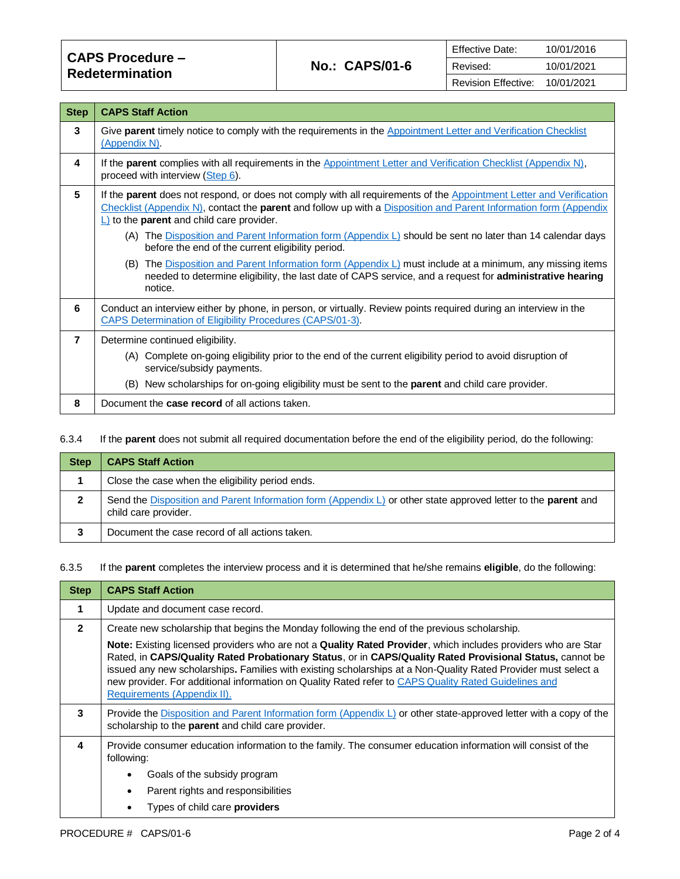| Step | CAPS Staff Action |
|---|---|
| 3 | Give **parent** timely notice to comply with the requirements in the Appointment Letter and Verification Checklist (Appendix N). |
| 4 | If the **parent** complies with all requirements in the Appointment Letter and Verification Checklist (Appendix N), proceed with interview (Step 6). |
| 5 | If the **parent** does not respond, or does not comply with all requirements of the Appointment Letter and Verification Checklist (Appendix N), contact the **parent** and follow up with a Disposition and Parent Information form (Appendix L) to the **parent** and child care provider.<br>(A) The Disposition and Parent Information form (Appendix L) should be sent no later than 14 calendar days before the end of the current eligibility period.<br>(B) The Disposition and Parent Information form (Appendix L) must include at a minimum, any missing items needed to determine eligibility, the last date of CAPS service, and a request for **administrative hearing** notice. |
| 6 | Conduct an interview either by phone, in person, or virtually. Review points required during an interview in the CAPS Determination of Eligibility Procedures (CAPS/01-3). |
| 7 | Determine continued eligibility.<br>(A) Complete on-going eligibility prior to the end of the current eligibility period to avoid disruption of service/subsidy payments.<br>(B) New scholarships for on-going eligibility must be sent to the **parent** and child care provider. |
| 8 | Document the **case record** of all actions taken. |

6.3.4 If the **parent** does not submit all required documentation before the end of the eligibility period, do the following:

| Step | CAPS Staff Action |
|---|---|
| 1 | Close the case when the eligibility period ends. |
| 2 | Send the Disposition and Parent Information form (Appendix L) or other state approved letter to the **parent** and child care provider. |
| 3 | Document the case record of all actions taken. |

6.3.5 If the **parent** completes the interview process and it is determined that he/she remains **eligible**, do the following:

| Step | CAPS Staff Action |
|---|---|
| 1 | Update and document case record. |
| 2 | Create new scholarship that begins the Monday following the end of the previous scholarship.<br>**Note:** Existing licensed providers who are not a **Quality Rated Provider**, which includes providers who are Star Rated, in **CAPS/Quality Rated Probationary Status**, or in **CAPS/Quality Rated Provisional Status,** cannot be issued any new scholarships**.** Families with existing scholarships at a Non-Quality Rated Provider must select a new provider. For additional information on Quality Rated refer to CAPS Quality Rated Guidelines and Requirements (Appendix II). |
| 3 | Provide the Disposition and Parent Information form (Appendix L) or other state-approved letter with a copy of the scholarship to the **parent** and child care provider. |
| 4 | Provide consumer education information to the family. The consumer education information will consist of the following:<br>• Goals of the subsidy program<br>• Parent rights and responsibilities<br>• Types of child care **providers** |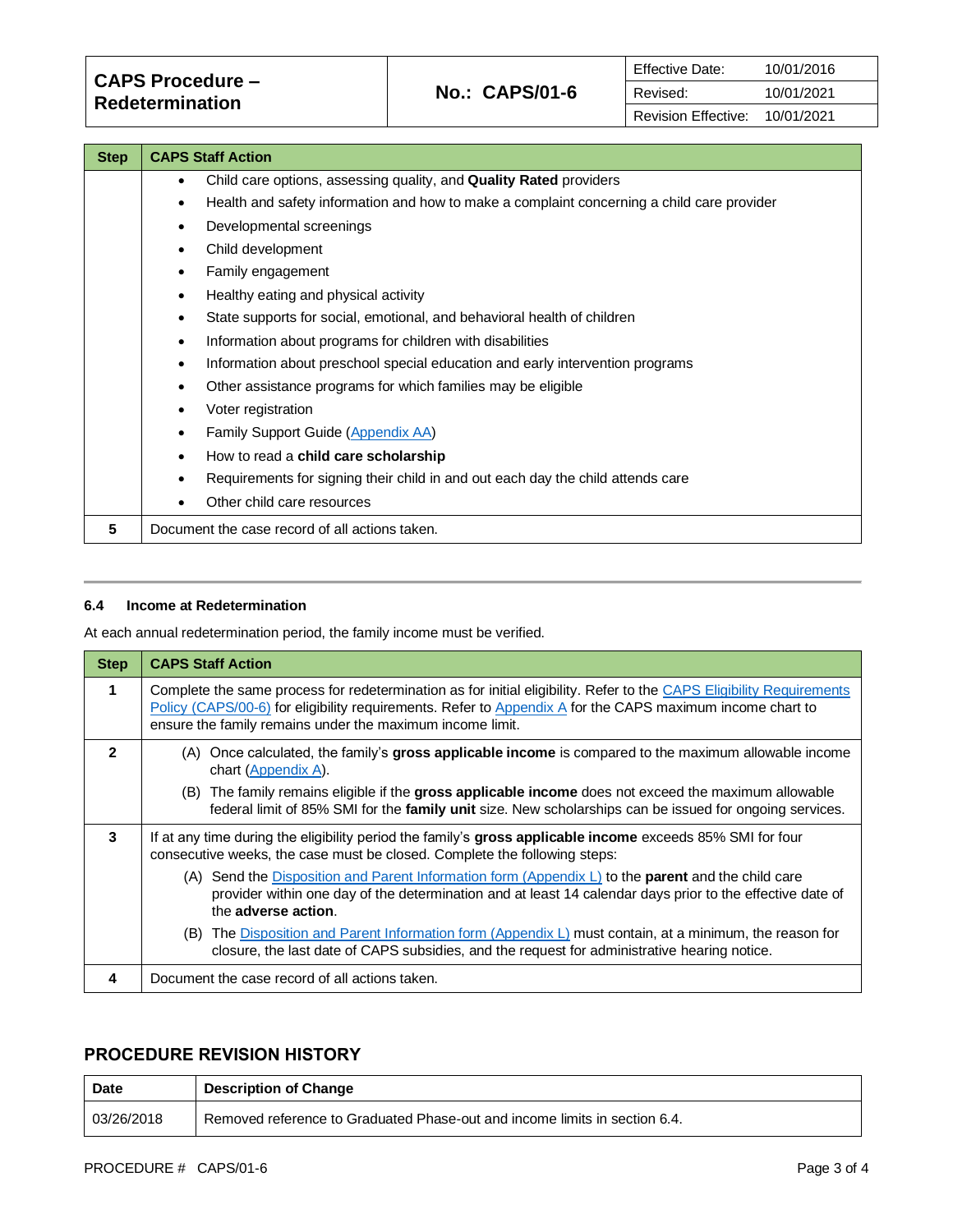| Step | CAPS Staff Action |
|---|---|
| | • Child care options, assessing quality, and **Quality Rated** providers<br>• Health and safety information and how to make a complaint concerning a child care provider<br>• Developmental screenings<br>• Child development<br>• Family engagement<br>• Healthy eating and physical activity<br>• State supports for social, emotional, and behavioral health of children<br>• Information about programs for children with disabilities<br>• Information about preschool special education and early intervention programs<br>• Other assistance programs for which families may be eligible<br>• Voter registration<br>• Family Support Guide (Appendix AA)<br>• How to read a **child care scholarship**<br>• Requirements for signing their child in and out each day the child attends care<br>• Other child care resources |
| **5** | Document the case record of all actions taken. |

### 6.4 Income at Redetermination

At each annual redetermination period, the family income must be verified.

| Step | CAPS Staff Action |
|---|---|
| **1** | Complete the same process for redetermination as for initial eligibility. Refer to the CAPS Eligibility Requirements Policy (CAPS/00-6) for eligibility requirements. Refer to Appendix A for the CAPS maximum income chart to ensure the family remains under the maximum income limit. |
| **2** | (A) Once calculated, the family's **gross applicable income** is compared to the maximum allowable income chart (Appendix A).<br>(B) The family remains eligible if the **gross applicable income** does not exceed the maximum allowable federal limit of 85% SMI for the **family unit** size. New scholarships can be issued for ongoing services. |
| **3** | If at any time during the eligibility period the family's **gross applicable income** exceeds 85% SMI for four consecutive weeks, the case must be closed. Complete the following steps:<br>(A) Send the Disposition and Parent Information form (Appendix L) to the **parent** and the child care provider within one day of the determination and at least 14 calendar days prior to the effective date of the **adverse action**.<br>(B) The Disposition and Parent Information form (Appendix L) must contain, at a minimum, the reason for closure, the last date of CAPS subsidies, and the request for administrative hearing notice. |
| **4** | Document the case record of all actions taken. |

## PROCEDURE REVISION HISTORY

| Date | Description of Change |
|---|---|
| 03/26/2018 | Removed reference to Graduated Phase-out and income limits in section 6.4. |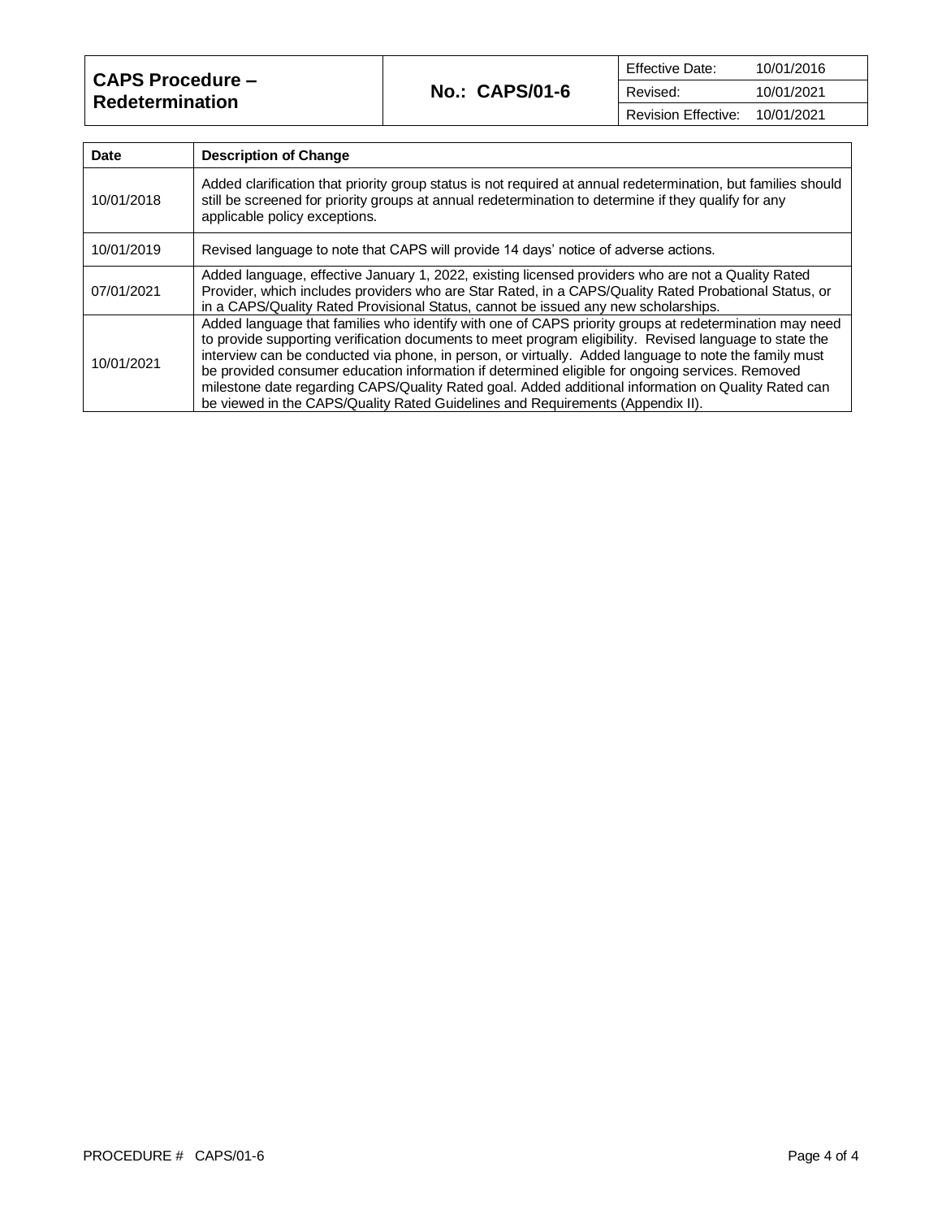| Date | Description of Change |
|---|---|
| 10/01/2018 | Added clarification that priority group status is not required at annual redetermination, but families should still be screened for priority groups at annual redetermination to determine if they qualify for any applicable policy exceptions. |
| 10/01/2019 | Revised language to note that CAPS will provide 14 days' notice of adverse actions. |
| 07/01/2021 | Added language, effective January 1, 2022, existing licensed providers who are not a Quality Rated Provider, which includes providers who are Star Rated, in a CAPS/Quality Rated Probational Status, or in a CAPS/Quality Rated Provisional Status, cannot be issued any new scholarships. |
| 10/01/2021 | Added language that families who identify with one of CAPS priority groups at redetermination may need to provide supporting verification documents to meet program eligibility. Revised language to state the interview can be conducted via phone, in person, or virtually. Added language to note the family must be provided consumer education information if determined eligible for ongoing services. Removed milestone date regarding CAPS/Quality Rated goal. Added additional information on Quality Rated can be viewed in the CAPS/Quality Rated Guidelines and Requirements (Appendix II). |